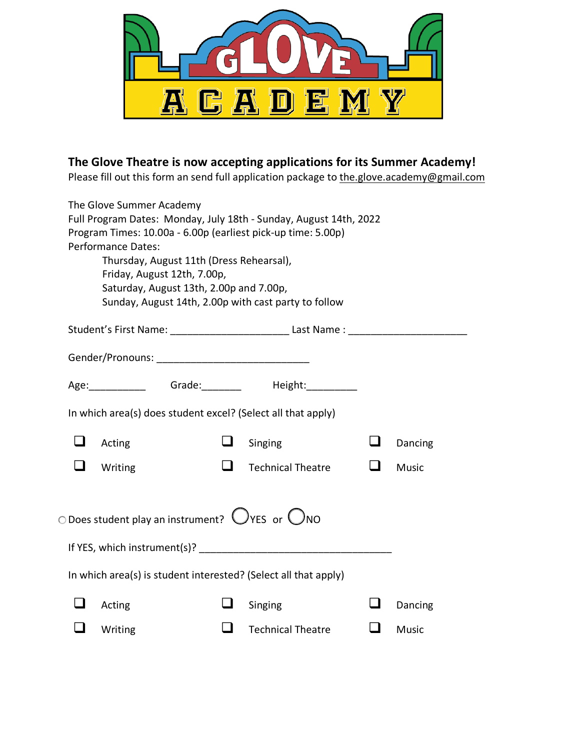GLOVE ACADEMY

**The Glove Theatre is now accepting applications for its Summer Academy!**
Please fill out this form an send full application package to the.glove.academy@gmail.com

The Glove Summer Academy
Full Program Dates: Monday, July 18th - Sunday, August 14th, 2022
Program Times: 10.00a - 6.00p (earliest pick-up time: 5.00p)
Performance Dates:

- Thursday, August 11th (Dress Rehearsal),
- Friday, August 12th, 7.00p,
- Saturday, August 13th, 2.00p and 7.00p,
- Sunday, August 14th, 2.00p with cast party to follow

Student's First Name: ____________________ Last Name : ____________________

Gender/Pronouns: ___________________________

Age:__________ Grade:_______ Height:_________

In which area(s) does student excel? (Select all that apply)

- ❑ Acting
- ❑ Singing
- ❑ Dancing
- ❑ Writing
- ❑ Technical Theatre
- ❑ Music

○ Does student play an instrument? ◯ YES or ◯ NO

If YES, which instrument(s)? __________________________________

In which area(s) is student interested? (Select all that apply)

- ❑ Acting
- ❑ Singing
- ❑ Dancing
- ❑ Writing
- ❑ Technical Theatre
- ❑ Music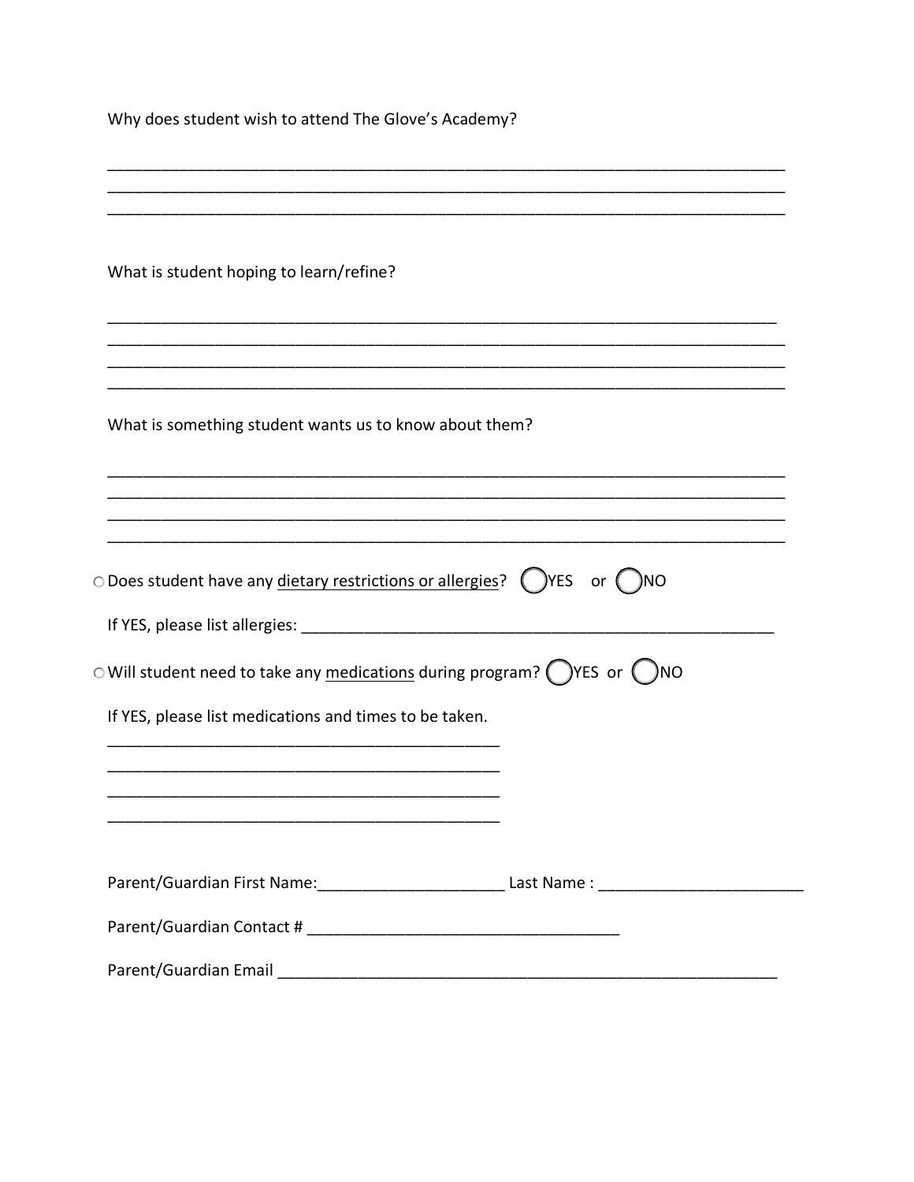Why does student wish to attend The Glove's Academy?

______________________________________________________________________________
______________________________________________________________________________
______________________________________________________________________________

What is student hoping to learn/refine?

_____________________________________________________________________________
______________________________________________________________________________
______________________________________________________________________________
______________________________________________________________________________

What is something student wants us to know about them?

______________________________________________________________________________
______________________________________________________________________________
______________________________________________________________________________
______________________________________________________________________________

○ Does student have any <u>dietary restrictions or allergies</u>? ◯ YES or ◯ NO

If YES, please list allergies: _______________________________________________________

○ Will student need to take any <u>medications</u> during program? ◯ YES or ◯ NO

If YES, please list medications and times to be taken.

_____________________________________________
_____________________________________________
_____________________________________________
_____________________________________________

Parent/Guardian First Name:_____________________ Last Name : _______________________

Parent/Guardian Contact # ___________________________________

Parent/Guardian Email _________________________________________________________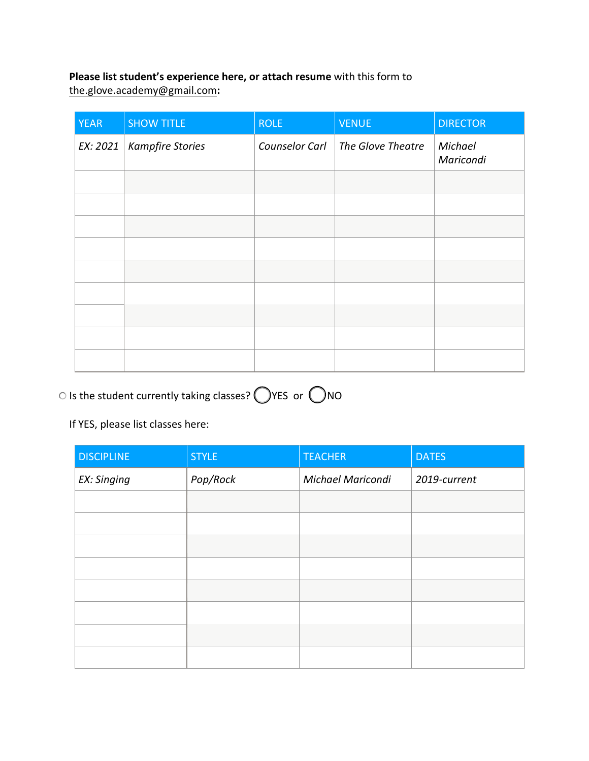**Please list student's experience here, or attach resume** with this form to the.glove.academy@gmail.com**:**

| YEAR | SHOW TITLE | ROLE | VENUE | DIRECTOR |
|---|---|---|---|---|
| *EX: 2021* | *Kampfire Stories* | *Counselor Carl* | *The Glove Theatre* | *Michael Maricondi* |
| | | | | |
| | | | | |
| | | | | |
| | | | | |
| | | | | |
| | | | | |
| | | | | |
| | | | | |
| | | | | |

○ Is the student currently taking classes? ◯YES or ◯NO

If YES, please list classes here:

| DISCIPLINE | STYLE | TEACHER | DATES |
|---|---|---|---|
| *EX: Singing* | *Pop/Rock* | *Michael Maricondi* | *2019-current* |
| | | | |
| | | | |
| | | | |
| | | | |
| | | | |
| | | | |
| | | | |
| | | | |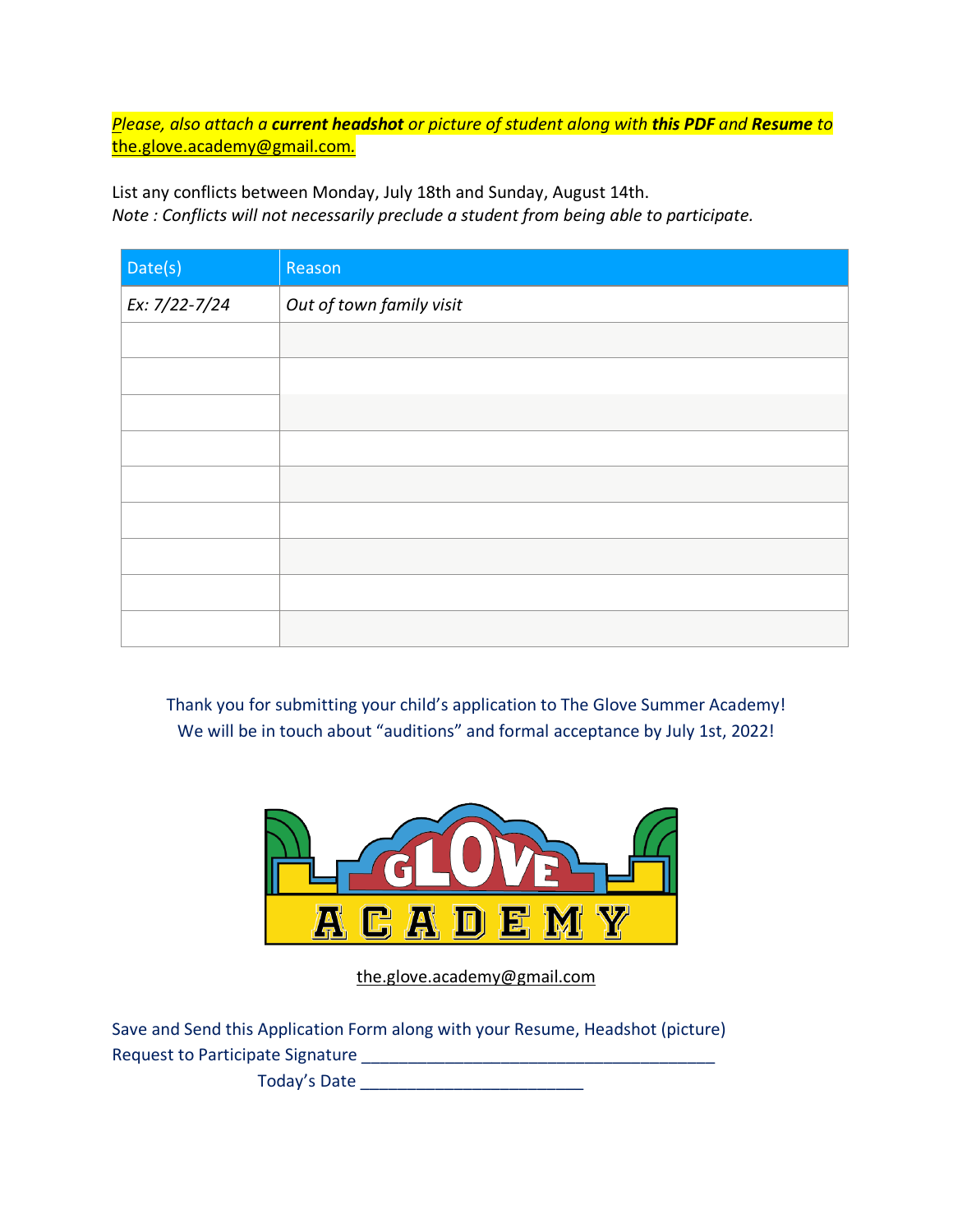*Please, also attach a **current headshot** or picture of student along with **this PDF** and **Resume** to the.glove.academy@gmail.com.*

List any conflicts between Monday, July 18th and Sunday, August 14th.
*Note : Conflicts will not necessarily preclude a student from being able to participate.*

| Date(s) | Reason |
| --- | --- |
| *Ex: 7/22-7/24* | *Out of town family visit* |
| | |
| | |
| | |
| | |
| | |
| | |
| | |
| | |
| | |

Thank you for submitting your child's application to The Glove Summer Academy!
We will be in touch about "auditions" and formal acceptance by July 1st, 2022!

GLOVE ACADEMY

the.glove.academy@gmail.com

Save and Send this Application Form along with your Resume, Headshot (picture)
Request to Participate Signature ______________________________________
Today's Date ________________________